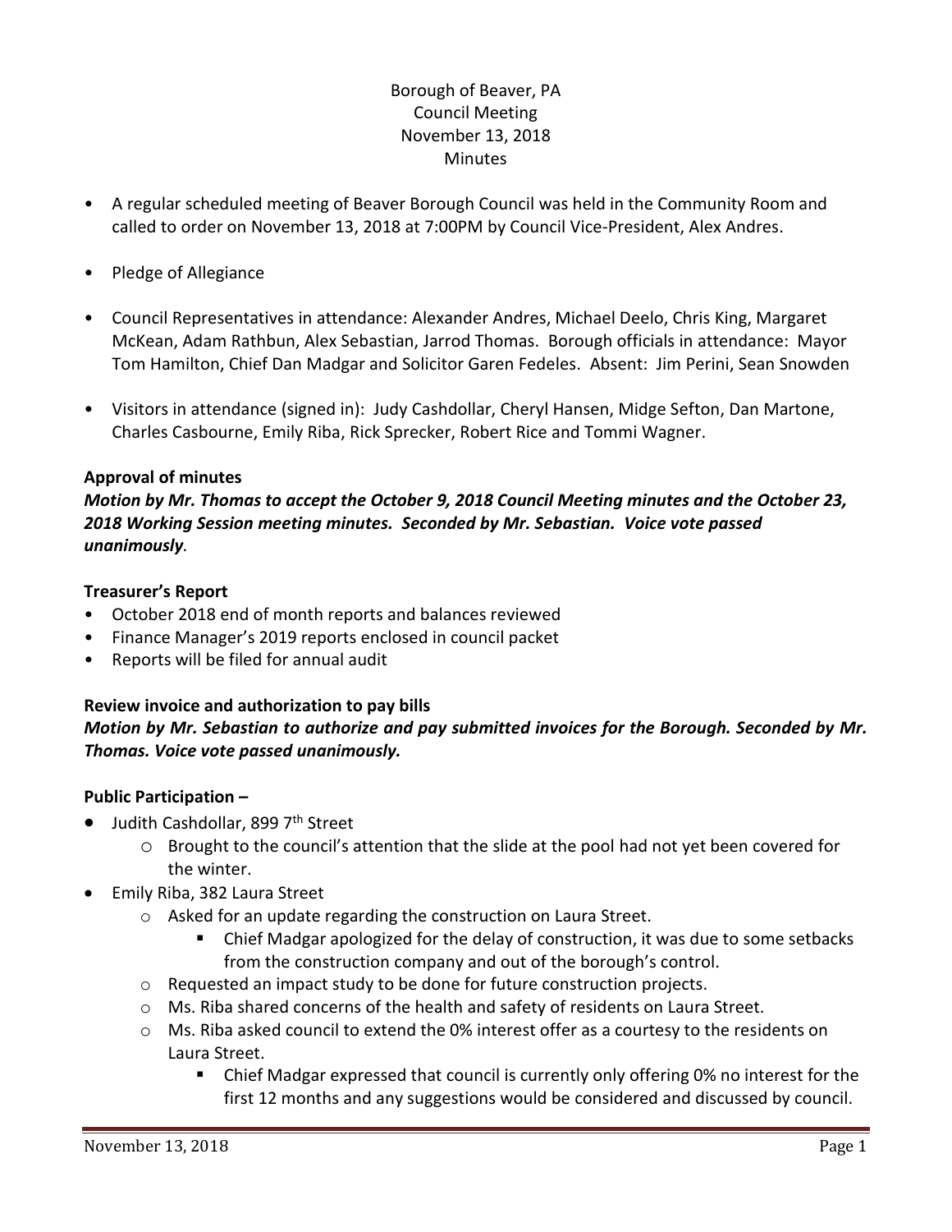Borough of Beaver, PA
Council Meeting
November 13, 2018
Minutes

- A regular scheduled meeting of Beaver Borough Council was held in the Community Room and called to order on November 13, 2018 at 7:00PM by Council Vice-President, Alex Andres.
- Pledge of Allegiance
- Council Representatives in attendance: Alexander Andres, Michael Deelo, Chris King, Margaret McKean, Adam Rathbun, Alex Sebastian, Jarrod Thomas. Borough officials in attendance: Mayor Tom Hamilton, Chief Dan Madgar and Solicitor Garen Fedeles. Absent: Jim Perini, Sean Snowden
- Visitors in attendance (signed in): Judy Cashdollar, Cheryl Hansen, Midge Sefton, Dan Martone, Charles Casbourne, Emily Riba, Rick Sprecker, Robert Rice and Tommi Wagner.

**Approval of minutes**

***Motion by Mr. Thomas to accept the October 9, 2018 Council Meeting minutes and the October 23, 2018 Working Session meeting minutes. Seconded by Mr. Sebastian. Voice vote passed unanimously.***

**Treasurer's Report**

- October 2018 end of month reports and balances reviewed
- Finance Manager's 2019 reports enclosed in council packet
- Reports will be filed for annual audit

**Review invoice and authorization to pay bills**

***Motion by Mr. Sebastian to authorize and pay submitted invoices for the Borough. Seconded by Mr. Thomas. Voice vote passed unanimously.***

**Public Participation –**

- Judith Cashdollar, 899 7th Street
  - Brought to the council's attention that the slide at the pool had not yet been covered for the winter.
- Emily Riba, 382 Laura Street
  - Asked for an update regarding the construction on Laura Street.
    - Chief Madgar apologized for the delay of construction, it was due to some setbacks from the construction company and out of the borough's control.
  - Requested an impact study to be done for future construction projects.
  - Ms. Riba shared concerns of the health and safety of residents on Laura Street.
  - Ms. Riba asked council to extend the 0% interest offer as a courtesy to the residents on Laura Street.
    - Chief Madgar expressed that council is currently only offering 0% no interest for the first 12 months and any suggestions would be considered and discussed by council.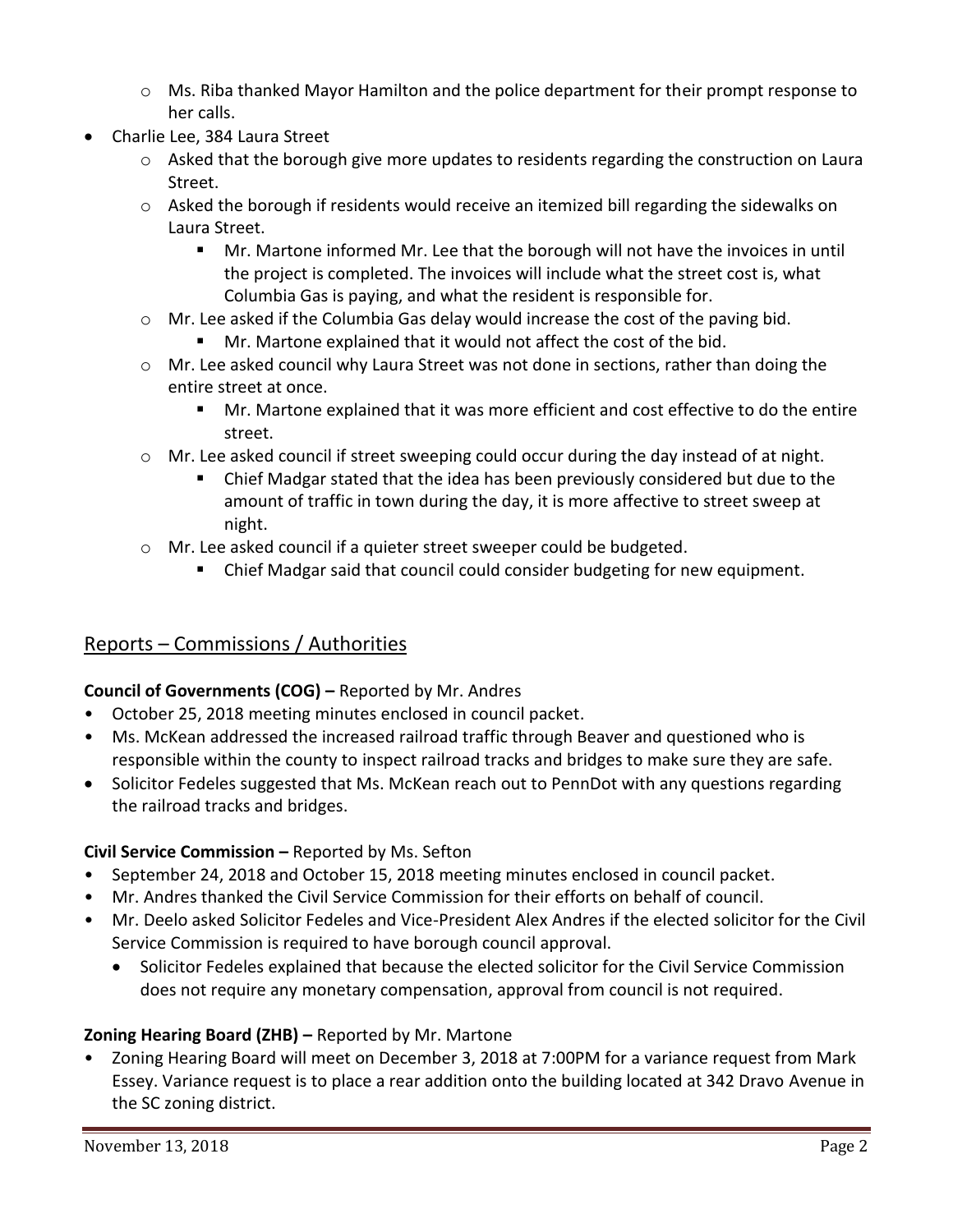- Ms. Riba thanked Mayor Hamilton and the police department for their prompt response to her calls.
- Charlie Lee, 384 Laura Street
  - Asked that the borough give more updates to residents regarding the construction on Laura Street.
  - Asked the borough if residents would receive an itemized bill regarding the sidewalks on Laura Street.
    - Mr. Martone informed Mr. Lee that the borough will not have the invoices in until the project is completed. The invoices will include what the street cost is, what Columbia Gas is paying, and what the resident is responsible for.
  - Mr. Lee asked if the Columbia Gas delay would increase the cost of the paving bid.
    - Mr. Martone explained that it would not affect the cost of the bid.
  - Mr. Lee asked council why Laura Street was not done in sections, rather than doing the entire street at once.
    - Mr. Martone explained that it was more efficient and cost effective to do the entire street.
  - Mr. Lee asked council if street sweeping could occur during the day instead of at night.
    - Chief Madgar stated that the idea has been previously considered but due to the amount of traffic in town during the day, it is more affective to street sweep at night.
  - Mr. Lee asked council if a quieter street sweeper could be budgeted.
    - Chief Madgar said that council could consider budgeting for new equipment.

## Reports – Commissions / Authorities

**Council of Governments (COG) –** Reported by Mr. Andres

- October 25, 2018 meeting minutes enclosed in council packet.
- Ms. McKean addressed the increased railroad traffic through Beaver and questioned who is responsible within the county to inspect railroad tracks and bridges to make sure they are safe.
- Solicitor Fedeles suggested that Ms. McKean reach out to PennDot with any questions regarding the railroad tracks and bridges.

**Civil Service Commission –** Reported by Ms. Sefton

- September 24, 2018 and October 15, 2018 meeting minutes enclosed in council packet.
- Mr. Andres thanked the Civil Service Commission for their efforts on behalf of council.
- Mr. Deelo asked Solicitor Fedeles and Vice-President Alex Andres if the elected solicitor for the Civil Service Commission is required to have borough council approval.
  - Solicitor Fedeles explained that because the elected solicitor for the Civil Service Commission does not require any monetary compensation, approval from council is not required.

**Zoning Hearing Board (ZHB) –** Reported by Mr. Martone

- Zoning Hearing Board will meet on December 3, 2018 at 7:00PM for a variance request from Mark Essey. Variance request is to place a rear addition onto the building located at 342 Dravo Avenue in the SC zoning district.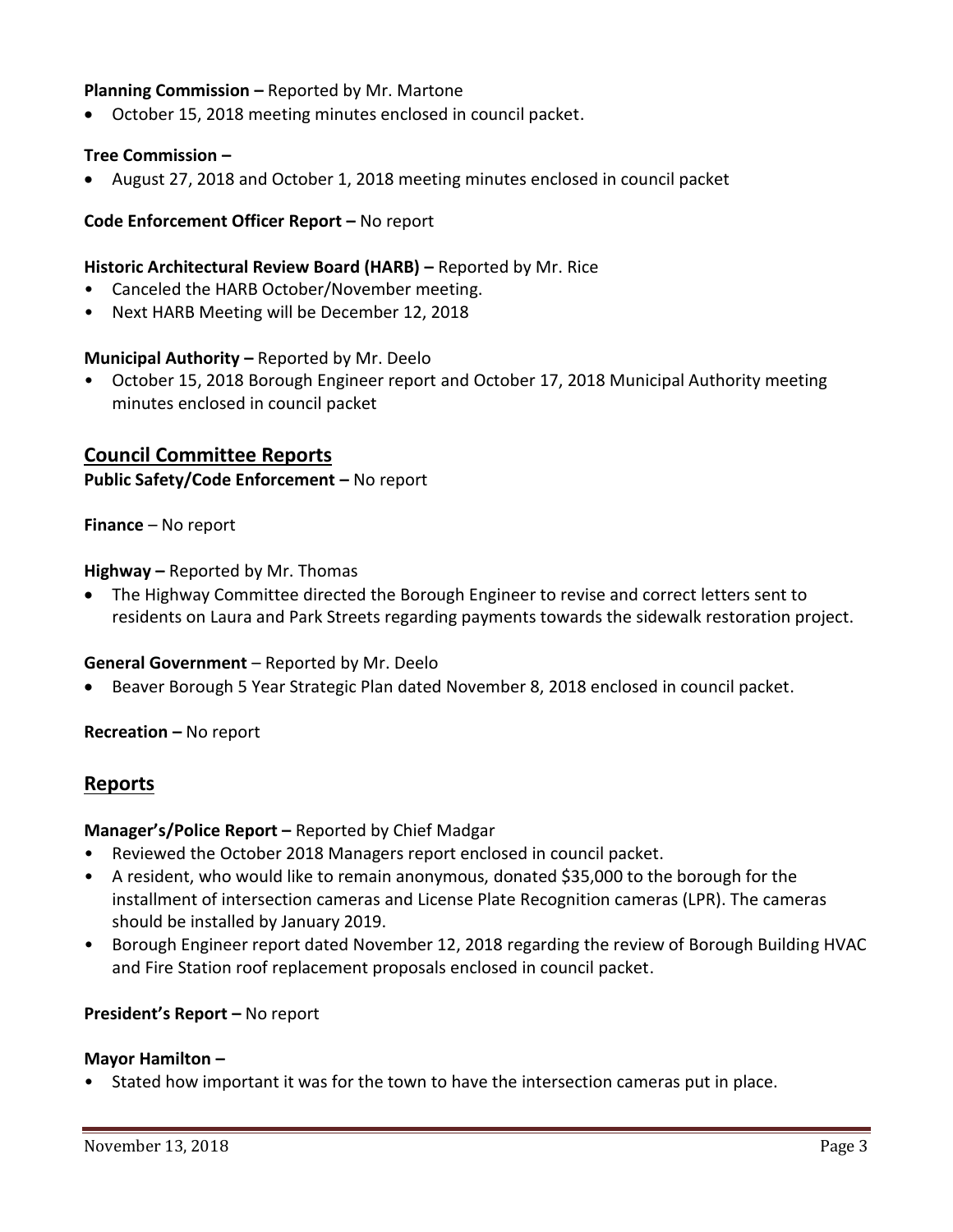**Planning Commission –** Reported by Mr. Martone

- October 15, 2018 meeting minutes enclosed in council packet.

**Tree Commission –**

- August 27, 2018 and October 1, 2018 meeting minutes enclosed in council packet

**Code Enforcement Officer Report –** No report

**Historic Architectural Review Board (HARB) –** Reported by Mr. Rice

- Canceled the HARB October/November meeting.
- Next HARB Meeting will be December 12, 2018

**Municipal Authority –** Reported by Mr. Deelo

- October 15, 2018 Borough Engineer report and October 17, 2018 Municipal Authority meeting minutes enclosed in council packet

## Council Committee Reports

**Public Safety/Code Enforcement –** No report

**Finance** – No report

**Highway –** Reported by Mr. Thomas

- The Highway Committee directed the Borough Engineer to revise and correct letters sent to residents on Laura and Park Streets regarding payments towards the sidewalk restoration project.

**General Government** – Reported by Mr. Deelo

- Beaver Borough 5 Year Strategic Plan dated November 8, 2018 enclosed in council packet.

**Recreation –** No report

## Reports

**Manager's/Police Report –** Reported by Chief Madgar

- Reviewed the October 2018 Managers report enclosed in council packet.
- A resident, who would like to remain anonymous, donated $35,000 to the borough for the installment of intersection cameras and License Plate Recognition cameras (LPR). The cameras should be installed by January 2019.
- Borough Engineer report dated November 12, 2018 regarding the review of Borough Building HVAC and Fire Station roof replacement proposals enclosed in council packet.

**President's Report –** No report

**Mayor Hamilton –**

- Stated how important it was for the town to have the intersection cameras put in place.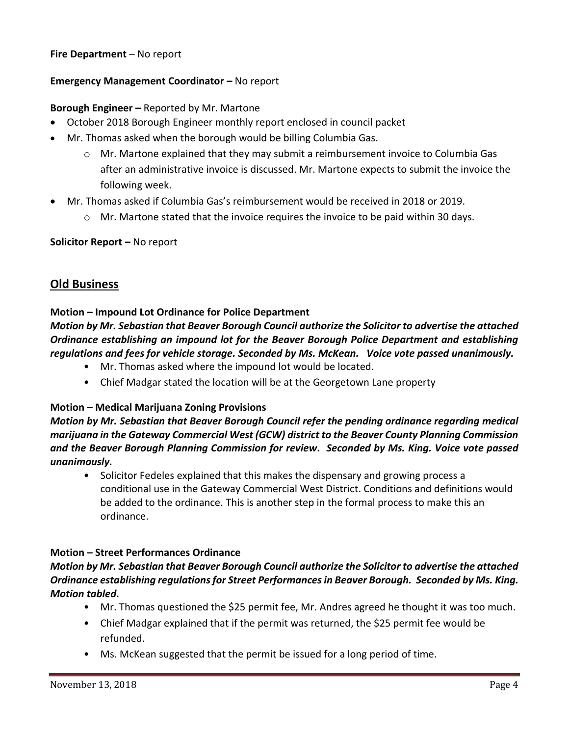**Fire Department** – No report

**Emergency Management Coordinator –** No report

**Borough Engineer –** Reported by Mr. Martone

- October 2018 Borough Engineer monthly report enclosed in council packet
- Mr. Thomas asked when the borough would be billing Columbia Gas.
    - Mr. Martone explained that they may submit a reimbursement invoice to Columbia Gas after an administrative invoice is discussed. Mr. Martone expects to submit the invoice the following week.
- Mr. Thomas asked if Columbia Gas's reimbursement would be received in 2018 or 2019.
    - Mr. Martone stated that the invoice requires the invoice to be paid within 30 days.

**Solicitor Report –** No report

## Old Business

**Motion – Impound Lot Ordinance for Police Department**

***Motion by Mr. Sebastian that Beaver Borough Council authorize the Solicitor to advertise the attached Ordinance establishing an impound lot for the Beaver Borough Police Department and establishing regulations and fees for vehicle storage. Seconded by Ms. McKean. Voice vote passed unanimously.***

- Mr. Thomas asked where the impound lot would be located.
- Chief Madgar stated the location will be at the Georgetown Lane property

**Motion – Medical Marijuana Zoning Provisions**

***Motion by Mr. Sebastian that Beaver Borough Council refer the pending ordinance regarding medical marijuana in the Gateway Commercial West (GCW) district to the Beaver County Planning Commission and the Beaver Borough Planning Commission for review. Seconded by Ms. King. Voice vote passed unanimously.***

- Solicitor Fedeles explained that this makes the dispensary and growing process a conditional use in the Gateway Commercial West District. Conditions and definitions would be added to the ordinance. This is another step in the formal process to make this an ordinance.

**Motion – Street Performances Ordinance**

***Motion by Mr. Sebastian that Beaver Borough Council authorize the Solicitor to advertise the attached Ordinance establishing regulations for Street Performances in Beaver Borough. Seconded by Ms. King. Motion tabled.***

- Mr. Thomas questioned the $25 permit fee, Mr. Andres agreed he thought it was too much.
- Chief Madgar explained that if the permit was returned, the $25 permit fee would be refunded.
- Ms. McKean suggested that the permit be issued for a long period of time.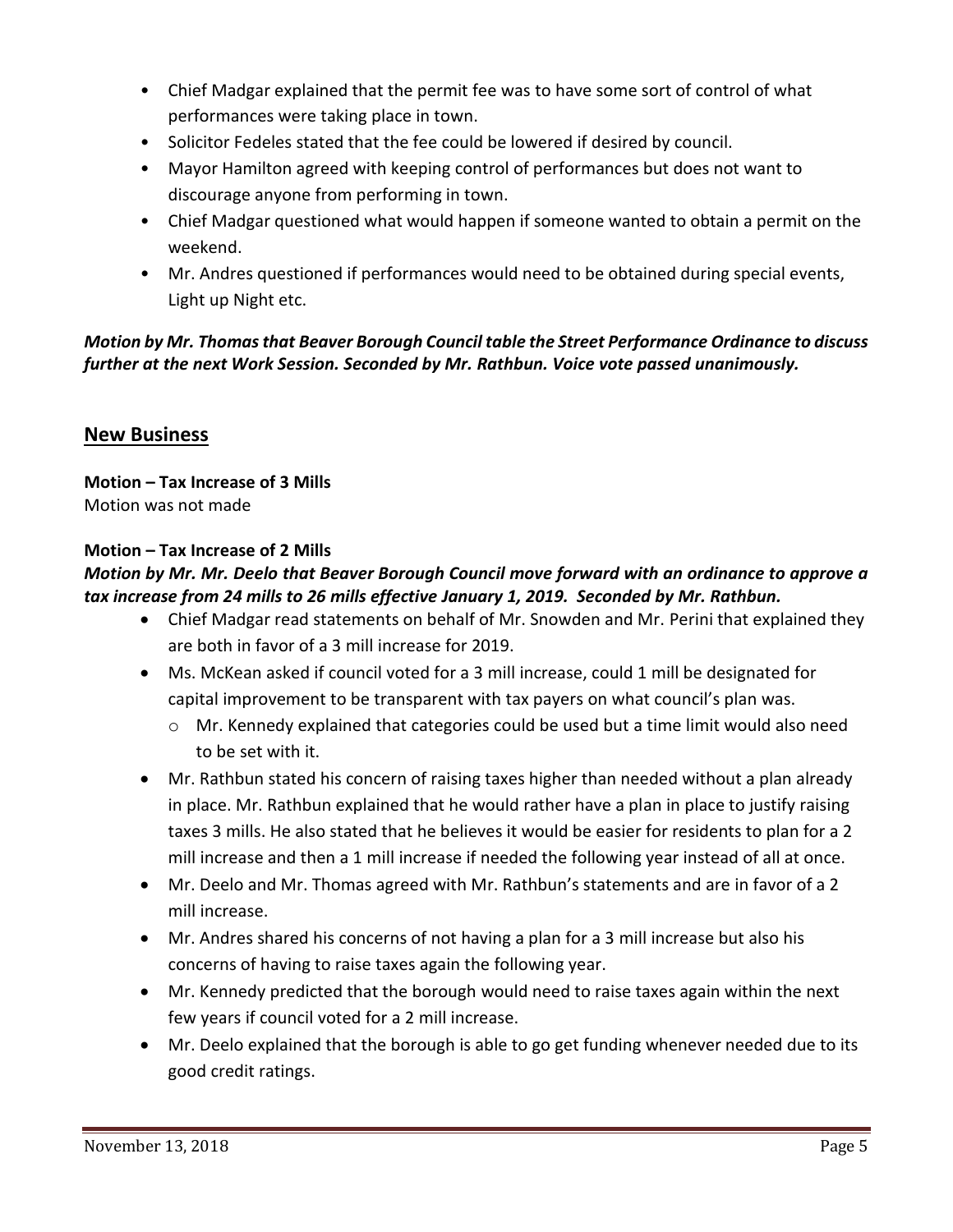- Chief Madgar explained that the permit fee was to have some sort of control of what performances were taking place in town.
- Solicitor Fedeles stated that the fee could be lowered if desired by council.
- Mayor Hamilton agreed with keeping control of performances but does not want to discourage anyone from performing in town.
- Chief Madgar questioned what would happen if someone wanted to obtain a permit on the weekend.
- Mr. Andres questioned if performances would need to be obtained during special events, Light up Night etc.

***Motion by Mr. Thomas that Beaver Borough Council table the Street Performance Ordinance to discuss further at the next Work Session. Seconded by Mr. Rathbun. Voice vote passed unanimously.***

## New Business

**Motion – Tax Increase of 3 Mills**
Motion was not made

**Motion – Tax Increase of 2 Mills**
***Motion by Mr. Mr. Deelo that Beaver Borough Council move forward with an ordinance to approve a tax increase from 24 mills to 26 mills effective January 1, 2019. Seconded by Mr. Rathbun.***

- Chief Madgar read statements on behalf of Mr. Snowden and Mr. Perini that explained they are both in favor of a 3 mill increase for 2019.
- Ms. McKean asked if council voted for a 3 mill increase, could 1 mill be designated for capital improvement to be transparent with tax payers on what council's plan was.
  - Mr. Kennedy explained that categories could be used but a time limit would also need to be set with it.
- Mr. Rathbun stated his concern of raising taxes higher than needed without a plan already in place. Mr. Rathbun explained that he would rather have a plan in place to justify raising taxes 3 mills. He also stated that he believes it would be easier for residents to plan for a 2 mill increase and then a 1 mill increase if needed the following year instead of all at once.
- Mr. Deelo and Mr. Thomas agreed with Mr. Rathbun's statements and are in favor of a 2 mill increase.
- Mr. Andres shared his concerns of not having a plan for a 3 mill increase but also his concerns of having to raise taxes again the following year.
- Mr. Kennedy predicted that the borough would need to raise taxes again within the next few years if council voted for a 2 mill increase.
- Mr. Deelo explained that the borough is able to go get funding whenever needed due to its good credit ratings.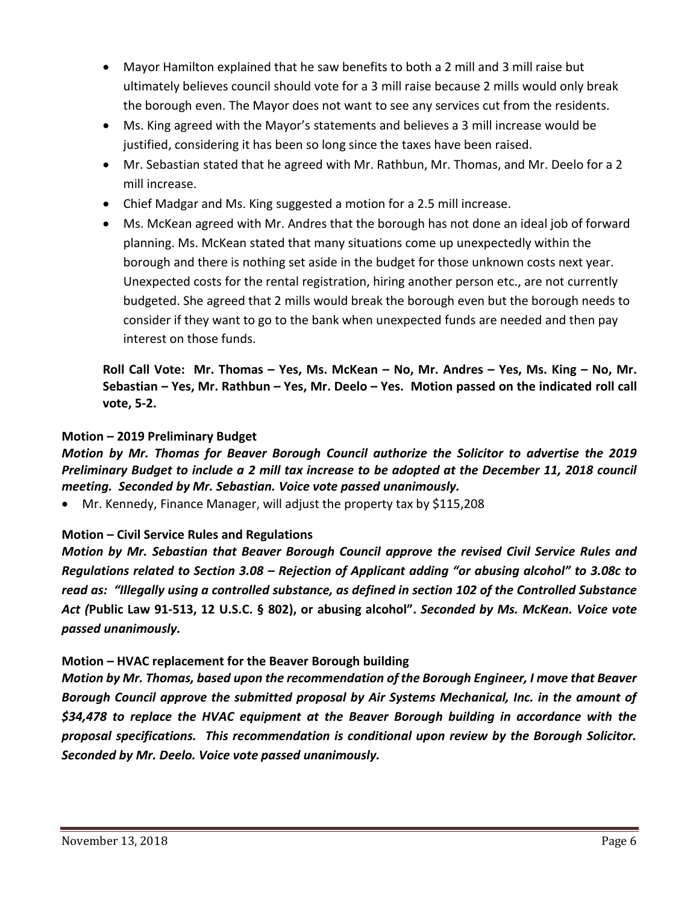- Mayor Hamilton explained that he saw benefits to both a 2 mill and 3 mill raise but ultimately believes council should vote for a 3 mill raise because 2 mills would only break the borough even. The Mayor does not want to see any services cut from the residents.
- Ms. King agreed with the Mayor's statements and believes a 3 mill increase would be justified, considering it has been so long since the taxes have been raised.
- Mr. Sebastian stated that he agreed with Mr. Rathbun, Mr. Thomas, and Mr. Deelo for a 2 mill increase.
- Chief Madgar and Ms. King suggested a motion for a 2.5 mill increase.
- Ms. McKean agreed with Mr. Andres that the borough has not done an ideal job of forward planning. Ms. McKean stated that many situations come up unexpectedly within the borough and there is nothing set aside in the budget for those unknown costs next year. Unexpected costs for the rental registration, hiring another person etc., are not currently budgeted. She agreed that 2 mills would break the borough even but the borough needs to consider if they want to go to the bank when unexpected funds are needed and then pay interest on those funds.

**Roll Call Vote: Mr. Thomas – Yes, Ms. McKean – No, Mr. Andres – Yes, Ms. King – No, Mr. Sebastian – Yes, Mr. Rathbun – Yes, Mr. Deelo – Yes. Motion passed on the indicated roll call vote, 5-2.**

**Motion – 2019 Preliminary Budget**

***Motion by Mr. Thomas for Beaver Borough Council authorize the Solicitor to advertise the 2019 Preliminary Budget to include a 2 mill tax increase to be adopted at the December 11, 2018 council meeting. Seconded by Mr. Sebastian. Voice vote passed unanimously.***

- Mr. Kennedy, Finance Manager, will adjust the property tax by $115,208

**Motion – Civil Service Rules and Regulations**

***Motion by Mr. Sebastian that Beaver Borough Council approve the revised Civil Service Rules and Regulations related to Section 3.08 – Rejection of Applicant adding "or abusing alcohol" to 3.08c to read as: "Illegally using a controlled substance, as defined in section 102 of the Controlled Substance Act (*Public Law 91-513, 12 U.S.C. § 802), or abusing alcohol". *Seconded by Ms. McKean. Voice vote passed unanimously.***

**Motion – HVAC replacement for the Beaver Borough building**

***Motion by Mr. Thomas, based upon the recommendation of the Borough Engineer, I move that Beaver Borough Council approve the submitted proposal by Air Systems Mechanical, Inc. in the amount of $34,478 to replace the HVAC equipment at the Beaver Borough building in accordance with the proposal specifications. This recommendation is conditional upon review by the Borough Solicitor. Seconded by Mr. Deelo. Voice vote passed unanimously.***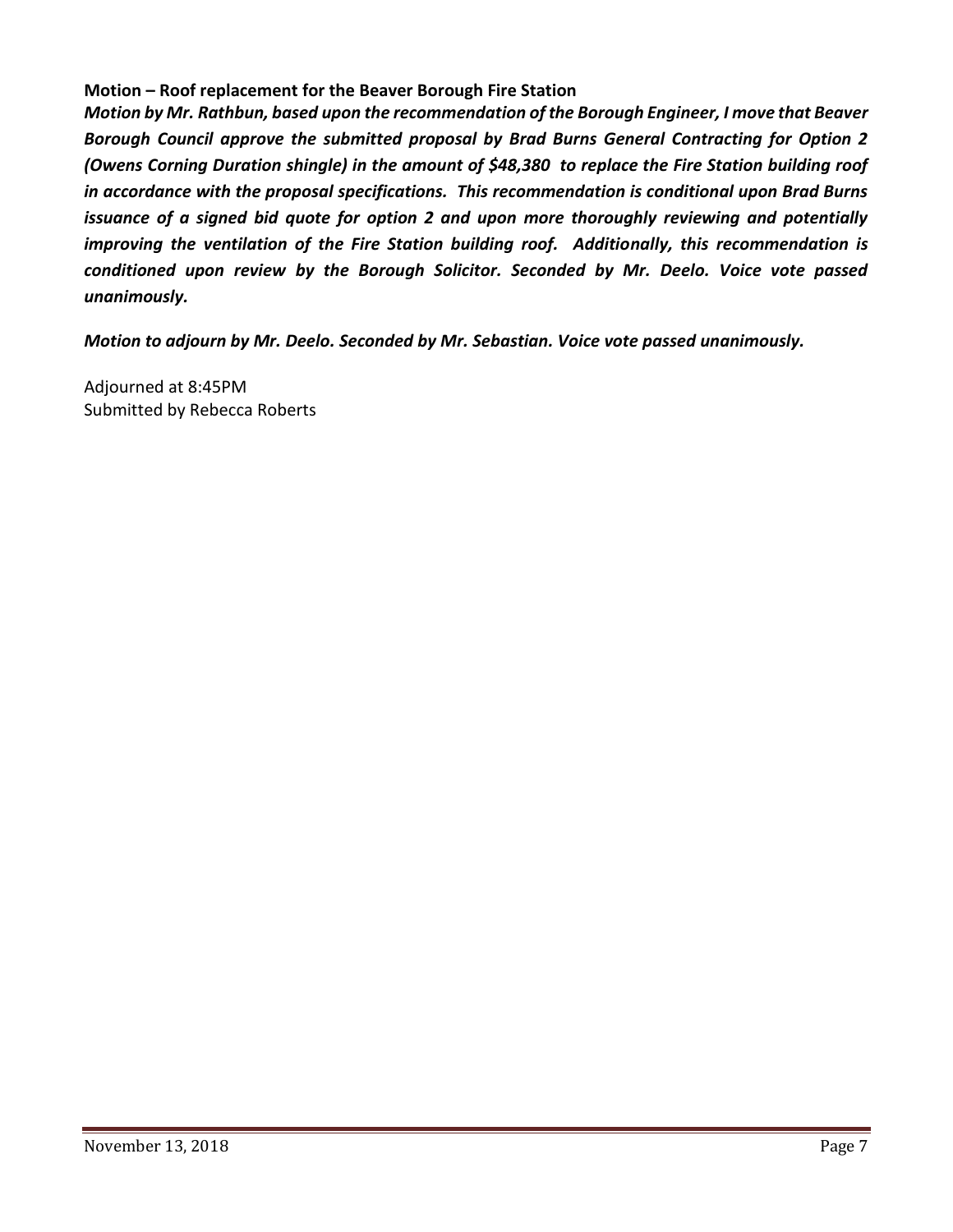**Motion – Roof replacement for the Beaver Borough Fire Station**

***Motion by Mr. Rathbun, based upon the recommendation of the Borough Engineer, I move that Beaver Borough Council approve the submitted proposal by Brad Burns General Contracting for Option 2 (Owens Corning Duration shingle) in the amount of $48,380 to replace the Fire Station building roof in accordance with the proposal specifications. This recommendation is conditional upon Brad Burns issuance of a signed bid quote for option 2 and upon more thoroughly reviewing and potentially improving the ventilation of the Fire Station building roof. Additionally, this recommendation is conditioned upon review by the Borough Solicitor. Seconded by Mr. Deelo. Voice vote passed unanimously.***

***Motion to adjourn by Mr. Deelo. Seconded by Mr. Sebastian. Voice vote passed unanimously.***

Adjourned at 8:45PM
Submitted by Rebecca Roberts